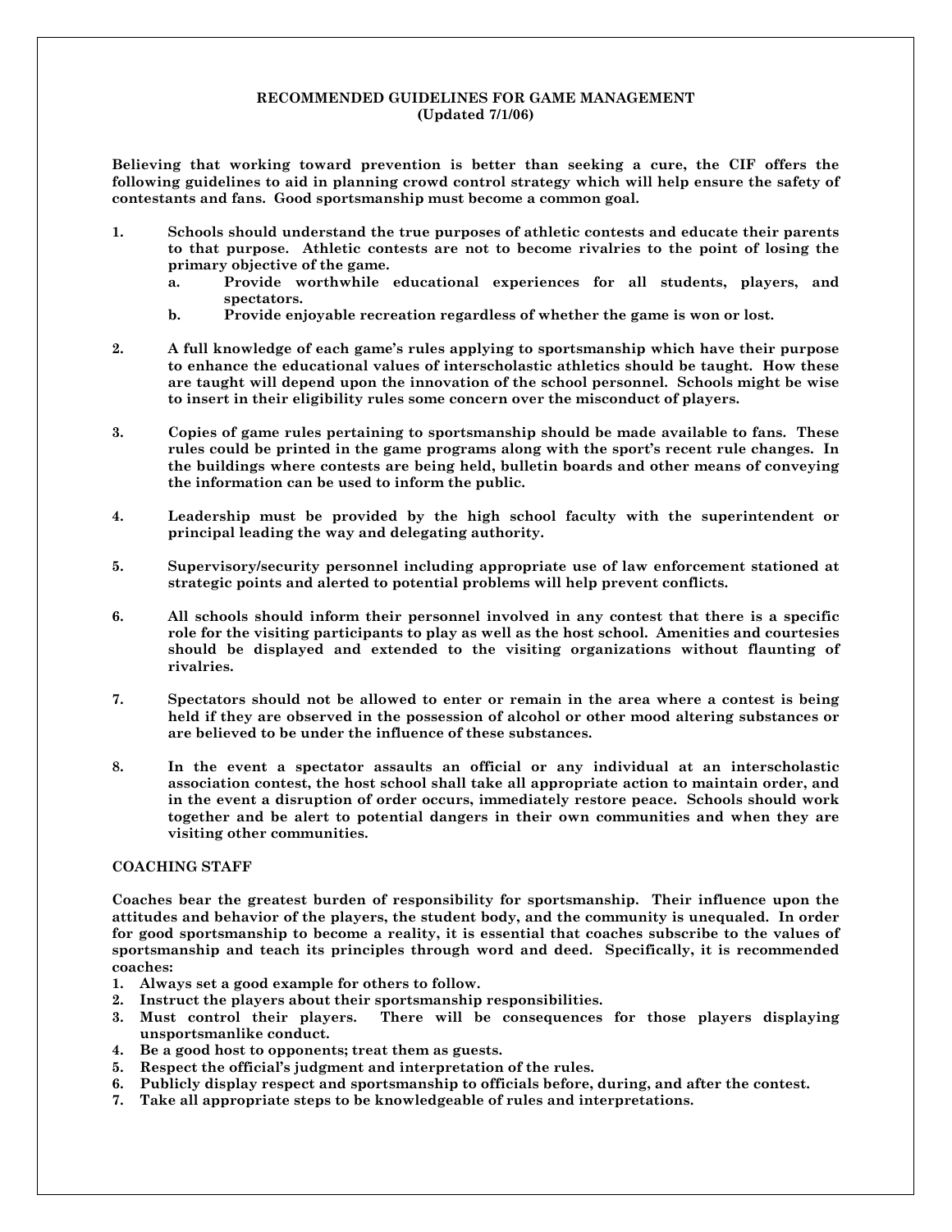# RECOMMENDED GUIDELINES FOR GAME MANAGEMENT
**(Updated 7/1/06)**

**Believing that working toward prevention is better than seeking a cure, the CIF offers the following guidelines to aid in planning crowd control strategy which will help ensure the safety of contestants and fans. Good sportsmanship must become a common goal.**

1. **Schools should understand the true purposes of athletic contests and educate their parents to that purpose. Athletic contests are not to become rivalries to the point of losing the primary objective of the game.**
   a. **Provide worthwhile educational experiences for all students, players, and spectators.**
   b. **Provide enjoyable recreation regardless of whether the game is won or lost.**

2. **A full knowledge of each game's rules applying to sportsmanship which have their purpose to enhance the educational values of interscholastic athletics should be taught. How these are taught will depend upon the innovation of the school personnel. Schools might be wise to insert in their eligibility rules some concern over the misconduct of players.**

3. **Copies of game rules pertaining to sportsmanship should be made available to fans. These rules could be printed in the game programs along with the sport's recent rule changes. In the buildings where contests are being held, bulletin boards and other means of conveying the information can be used to inform the public.**

4. **Leadership must be provided by the high school faculty with the superintendent or principal leading the way and delegating authority.**

5. **Supervisory/security personnel including appropriate use of law enforcement stationed at strategic points and alerted to potential problems will help prevent conflicts.**

6. **All schools should inform their personnel involved in any contest that there is a specific role for the visiting participants to play as well as the host school. Amenities and courtesies should be displayed and extended to the visiting organizations without flaunting of rivalries.**

7. **Spectators should not be allowed to enter or remain in the area where a contest is being held if they are observed in the possession of alcohol or other mood altering substances or are believed to be under the influence of these substances.**

8. **In the event a spectator assaults an official or any individual at an interscholastic association contest, the host school shall take all appropriate action to maintain order, and in the event a disruption of order occurs, immediately restore peace. Schools should work together and be alert to potential dangers in their own communities and when they are visiting other communities.**

## COACHING STAFF

**Coaches bear the greatest burden of responsibility for sportsmanship. Their influence upon the attitudes and behavior of the players, the student body, and the community is unequaled. In order for good sportsmanship to become a reality, it is essential that coaches subscribe to the values of sportsmanship and teach its principles through word and deed. Specifically, it is recommended coaches:**

1. **Always set a good example for others to follow.**
2. **Instruct the players about their sportsmanship responsibilities.**
3. **Must control their players. There will be consequences for those players displaying unsportsmanlike conduct.**
4. **Be a good host to opponents; treat them as guests.**
5. **Respect the official's judgment and interpretation of the rules.**
6. **Publicly display respect and sportsmanship to officials before, during, and after the contest.**
7. **Take all appropriate steps to be knowledgeable of rules and interpretations.**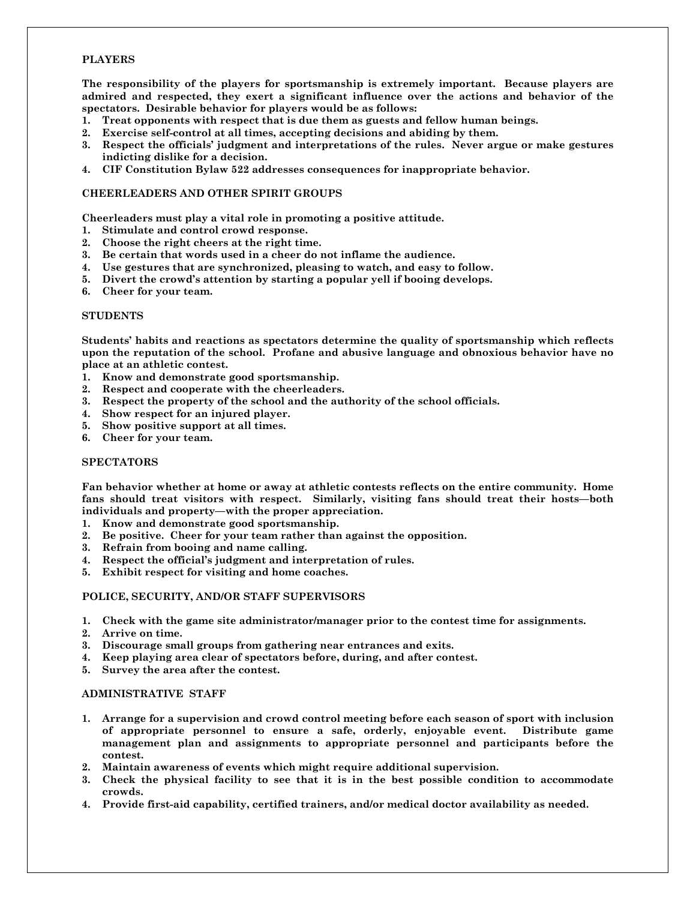## PLAYERS

The responsibility of the players for sportsmanship is extremely important. Because players are admired and respected, they exert a significant influence over the actions and behavior of the spectators. Desirable behavior for players would be as follows:

1. Treat opponents with respect that is due them as guests and fellow human beings.
2. Exercise self-control at all times, accepting decisions and abiding by them.
3. Respect the officials' judgment and interpretations of the rules. Never argue or make gestures indicting dislike for a decision.
4. CIF Constitution Bylaw 522 addresses consequences for inappropriate behavior.

## CHEERLEADERS AND OTHER SPIRIT GROUPS

Cheerleaders must play a vital role in promoting a positive attitude.

1. Stimulate and control crowd response.
2. Choose the right cheers at the right time.
3. Be certain that words used in a cheer do not inflame the audience.
4. Use gestures that are synchronized, pleasing to watch, and easy to follow.
5. Divert the crowd's attention by starting a popular yell if booing develops.
6. Cheer for your team.

## STUDENTS

Students' habits and reactions as spectators determine the quality of sportsmanship which reflects upon the reputation of the school. Profane and abusive language and obnoxious behavior have no place at an athletic contest.

1. Know and demonstrate good sportsmanship.
2. Respect and cooperate with the cheerleaders.
3. Respect the property of the school and the authority of the school officials.
4. Show respect for an injured player.
5. Show positive support at all times.
6. Cheer for your team.

## SPECTATORS

Fan behavior whether at home or away at athletic contests reflects on the entire community. Home fans should treat visitors with respect. Similarly, visiting fans should treat their hosts—both individuals and property—with the proper appreciation.

1. Know and demonstrate good sportsmanship.
2. Be positive. Cheer for your team rather than against the opposition.
3. Refrain from booing and name calling.
4. Respect the official's judgment and interpretation of rules.
5. Exhibit respect for visiting and home coaches.

## POLICE, SECURITY, AND/OR STAFF SUPERVISORS

1. Check with the game site administrator/manager prior to the contest time for assignments.
2. Arrive on time.
3. Discourage small groups from gathering near entrances and exits.
4. Keep playing area clear of spectators before, during, and after contest.
5. Survey the area after the contest.

## ADMINISTRATIVE STAFF

1. Arrange for a supervision and crowd control meeting before each season of sport with inclusion of appropriate personnel to ensure a safe, orderly, enjoyable event. Distribute game management plan and assignments to appropriate personnel and participants before the contest.
2. Maintain awareness of events which might require additional supervision.
3. Check the physical facility to see that it is in the best possible condition to accommodate crowds.
4. Provide first-aid capability, certified trainers, and/or medical doctor availability as needed.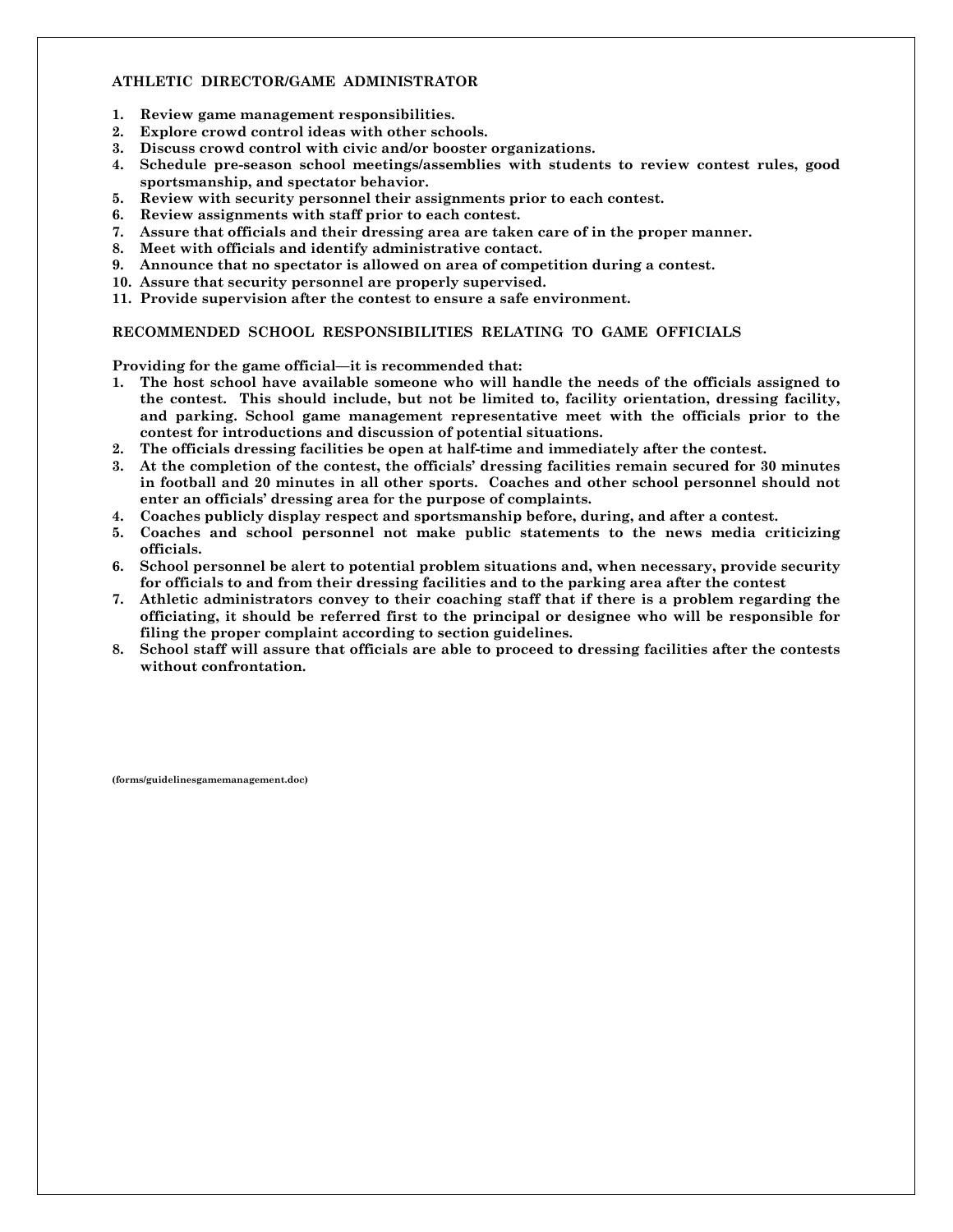## ATHLETIC DIRECTOR/GAME ADMINISTRATOR

1. **Review game management responsibilities.**
2. **Explore crowd control ideas with other schools.**
3. **Discuss crowd control with civic and/or booster organizations.**
4. **Schedule pre-season school meetings/assemblies with students to review contest rules, good sportsmanship, and spectator behavior.**
5. **Review with security personnel their assignments prior to each contest.**
6. **Review assignments with staff prior to each contest.**
7. **Assure that officials and their dressing area are taken care of in the proper manner.**
8. **Meet with officials and identify administrative contact.**
9. **Announce that no spectator is allowed on area of competition during a contest.**
10. **Assure that security personnel are properly supervised.**
11. **Provide supervision after the contest to ensure a safe environment.**

## RECOMMENDED SCHOOL RESPONSIBILITIES RELATING TO GAME OFFICIALS

**Providing for the game official—it is recommended that:**

1. **The host school have available someone who will handle the needs of the officials assigned to the contest. This should include, but not be limited to, facility orientation, dressing facility, and parking. School game management representative meet with the officials prior to the contest for introductions and discussion of potential situations.**
2. **The officials dressing facilities be open at half-time and immediately after the contest.**
3. **At the completion of the contest, the officials' dressing facilities remain secured for 30 minutes in football and 20 minutes in all other sports. Coaches and other school personnel should not enter an officials' dressing area for the purpose of complaints.**
4. **Coaches publicly display respect and sportsmanship before, during, and after a contest.**
5. **Coaches and school personnel not make public statements to the news media criticizing officials.**
6. **School personnel be alert to potential problem situations and, when necessary, provide security for officials to and from their dressing facilities and to the parking area after the contest**
7. **Athletic administrators convey to their coaching staff that if there is a problem regarding the officiating, it should be referred first to the principal or designee who will be responsible for filing the proper complaint according to section guidelines.**
8. **School staff will assure that officials are able to proceed to dressing facilities after the contests without confrontation.**

**(forms/guidelinesgamemanagement.doc)**